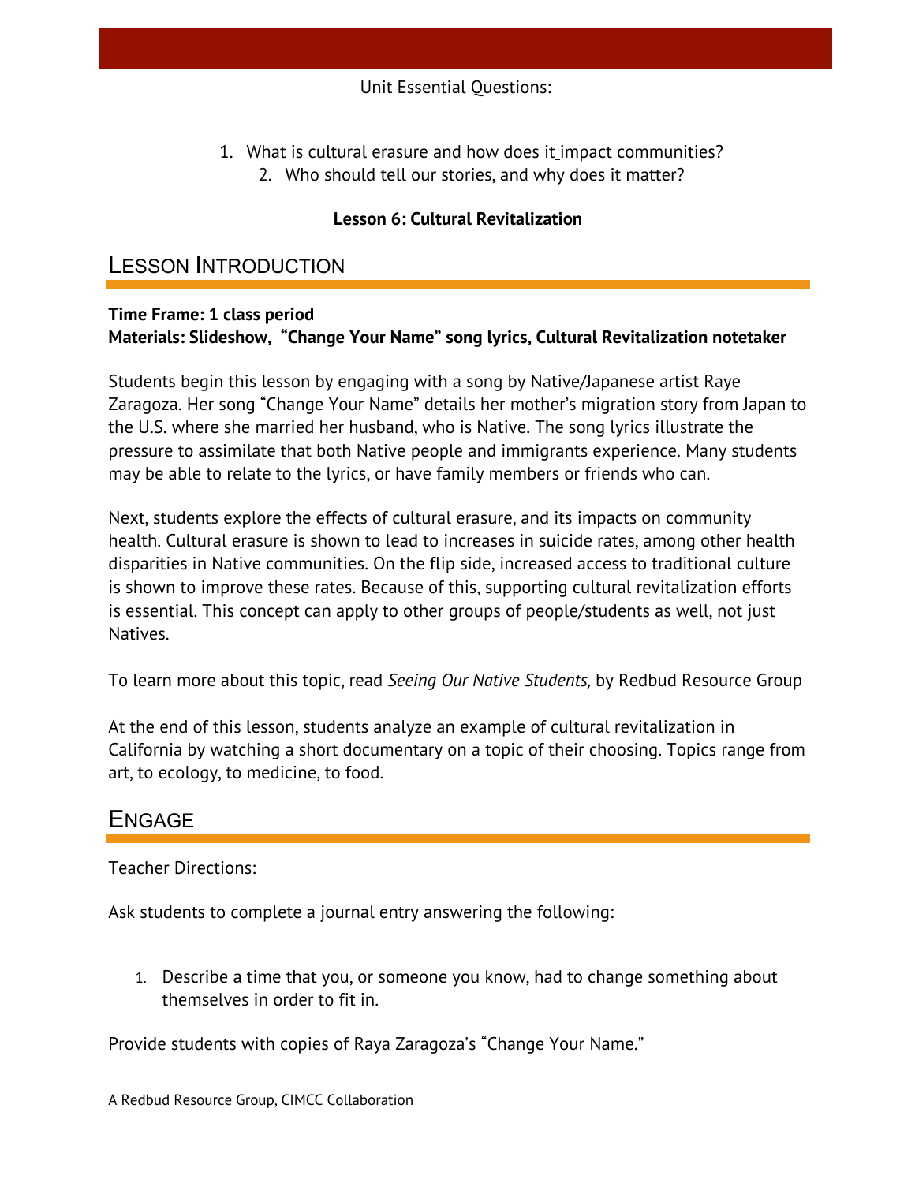Unit Essential Questions:

1. What is cultural erasure and how does it impact communities?
2. Who should tell our stories, and why does it matter?

**Lesson 6: Cultural Revitalization**

## Lesson Introduction

**Time Frame: 1 class period**
**Materials: Slideshow, "Change Your Name" song lyrics, Cultural Revitalization notetaker**

Students begin this lesson by engaging with a song by Native/Japanese artist Raye Zaragoza. Her song "Change Your Name" details her mother's migration story from Japan to the U.S. where she married her husband, who is Native. The song lyrics illustrate the pressure to assimilate that both Native people and immigrants experience. Many students may be able to relate to the lyrics, or have family members or friends who can.

Next, students explore the effects of cultural erasure, and its impacts on community health. Cultural erasure is shown to lead to increases in suicide rates, among other health disparities in Native communities. On the flip side, increased access to traditional culture is shown to improve these rates. Because of this, supporting cultural revitalization efforts is essential. This concept can apply to other groups of people/students as well, not just Natives.

To learn more about this topic, read *Seeing Our Native Students,* by Redbud Resource Group

At the end of this lesson, students analyze an example of cultural revitalization in California by watching a short documentary on a topic of their choosing. Topics range from art, to ecology, to medicine, to food.

## Engage

Teacher Directions:

Ask students to complete a journal entry answering the following:

1. Describe a time that you, or someone you know, had to change something about themselves in order to fit in.

Provide students with copies of Raya Zaragoza's "Change Your Name."

A Redbud Resource Group, CIMCC Collaboration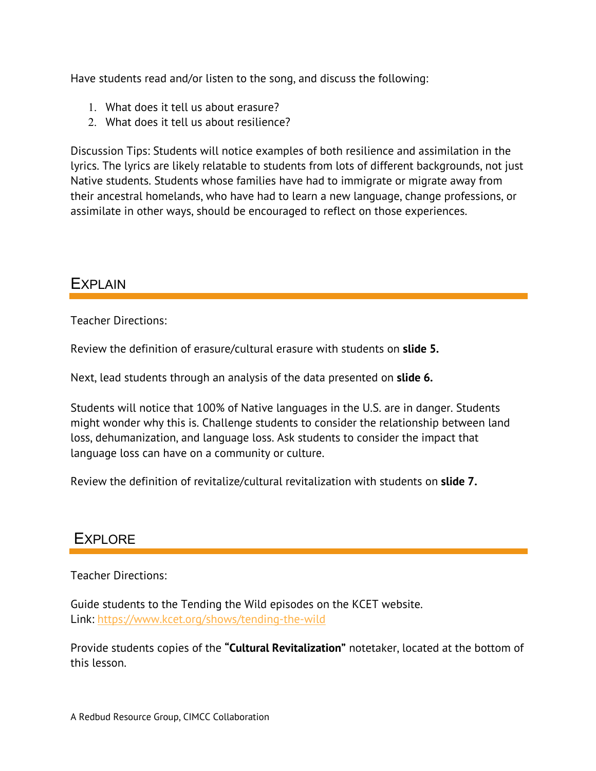Have students read and/or listen to the song, and discuss the following:

1. What does it tell us about erasure?
2. What does it tell us about resilience?

Discussion Tips: Students will notice examples of both resilience and assimilation in the lyrics. The lyrics are likely relatable to students from lots of different backgrounds, not just Native students. Students whose families have had to immigrate or migrate away from their ancestral homelands, who have had to learn a new language, change professions, or assimilate in other ways, should be encouraged to reflect on those experiences.

## EXPLAIN

Teacher Directions:

Review the definition of erasure/cultural erasure with students on **slide 5.**

Next, lead students through an analysis of the data presented on **slide 6.**

Students will notice that 100% of Native languages in the U.S. are in danger. Students might wonder why this is. Challenge students to consider the relationship between land loss, dehumanization, and language loss. Ask students to consider the impact that language loss can have on a community or culture.

Review the definition of revitalize/cultural revitalization with students on **slide 7.**

## EXPLORE

Teacher Directions:

Guide students to the Tending the Wild episodes on the KCET website.
Link: https://www.kcet.org/shows/tending-the-wild

Provide students copies of the **"Cultural Revitalization"** notetaker, located at the bottom of this lesson.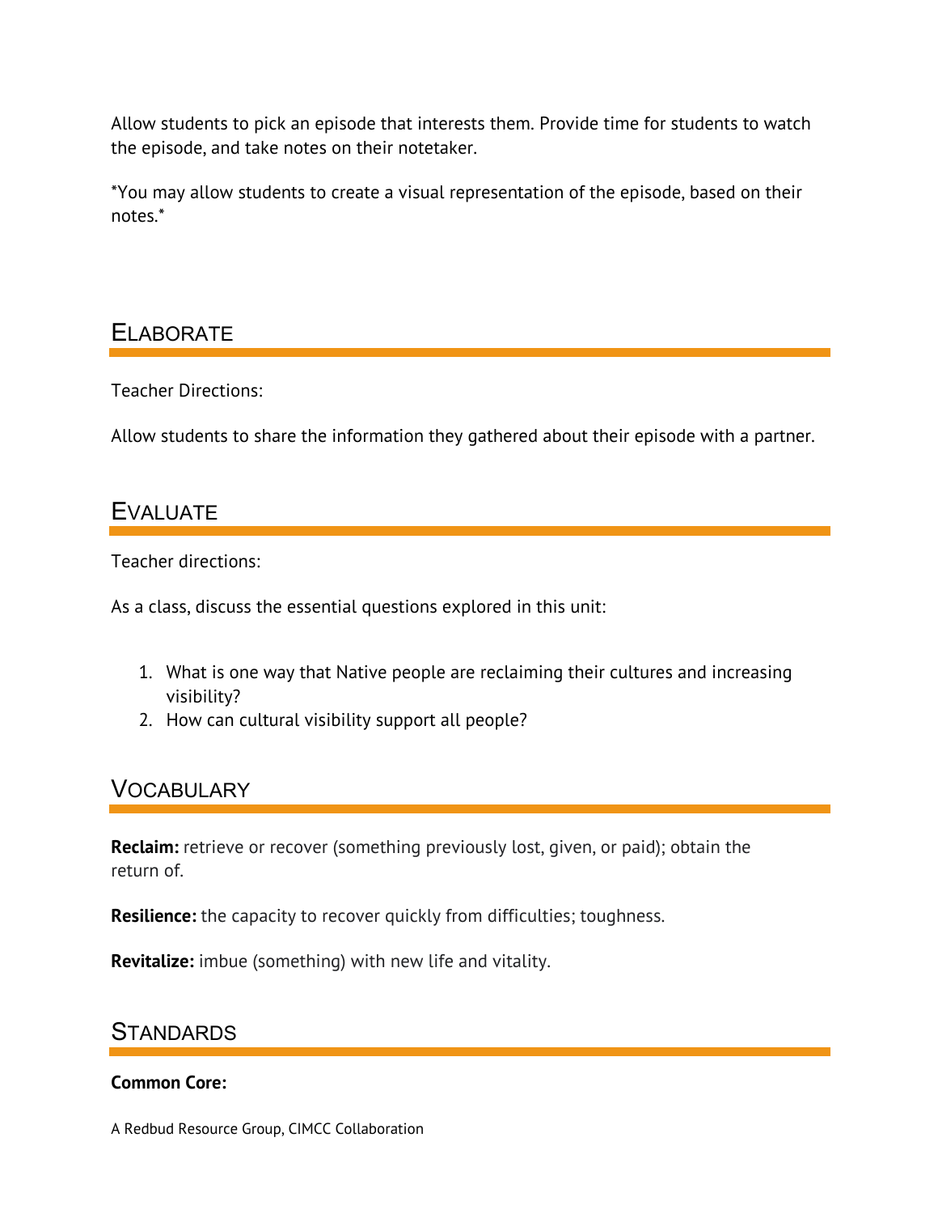Allow students to pick an episode that interests them. Provide time for students to watch the episode, and take notes on their notetaker.

*You may allow students to create a visual representation of the episode, based on their notes.*

## Elaborate

Teacher Directions:

Allow students to share the information they gathered about their episode with a partner.

## Evaluate

Teacher directions:

As a class, discuss the essential questions explored in this unit:

1. What is one way that Native people are reclaiming their cultures and increasing visibility?
2. How can cultural visibility support all people?

## Vocabulary

**Reclaim:** retrieve or recover (something previously lost, given, or paid); obtain the return of.

**Resilience:** the capacity to recover quickly from difficulties; toughness.

**Revitalize:** imbue (something) with new life and vitality.

## Standards

**Common Core:**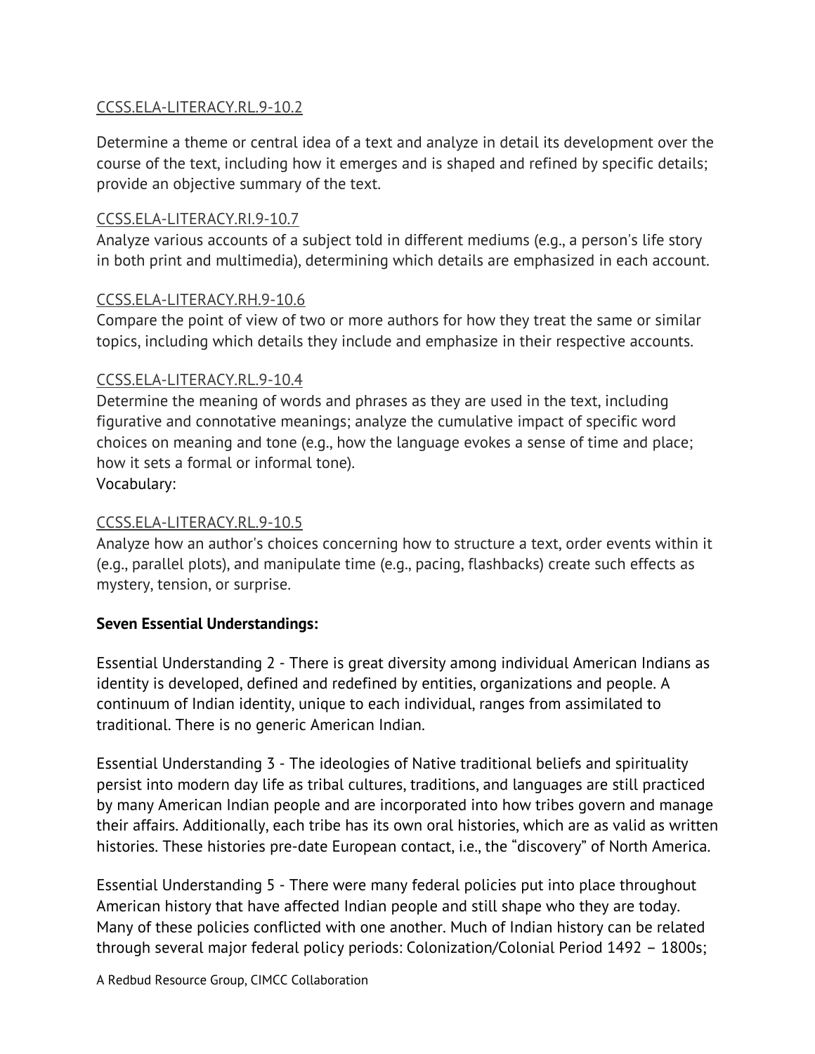CCSS.ELA-LITERACY.RL.9-10.2

Determine a theme or central idea of a text and analyze in detail its development over the course of the text, including how it emerges and is shaped and refined by specific details; provide an objective summary of the text.

CCSS.ELA-LITERACY.RI.9-10.7
Analyze various accounts of a subject told in different mediums (e.g., a person's life story in both print and multimedia), determining which details are emphasized in each account.

CCSS.ELA-LITERACY.RH.9-10.6
Compare the point of view of two or more authors for how they treat the same or similar topics, including which details they include and emphasize in their respective accounts.

CCSS.ELA-LITERACY.RL.9-10.4
Determine the meaning of words and phrases as they are used in the text, including figurative and connotative meanings; analyze the cumulative impact of specific word choices on meaning and tone (e.g., how the language evokes a sense of time and place; how it sets a formal or informal tone).
Vocabulary:

CCSS.ELA-LITERACY.RL.9-10.5
Analyze how an author's choices concerning how to structure a text, order events within it (e.g., parallel plots), and manipulate time (e.g., pacing, flashbacks) create such effects as mystery, tension, or surprise.

**Seven Essential Understandings:**

Essential Understanding 2 - There is great diversity among individual American Indians as identity is developed, defined and redefined by entities, organizations and people. A continuum of Indian identity, unique to each individual, ranges from assimilated to traditional. There is no generic American Indian.

Essential Understanding 3 - The ideologies of Native traditional beliefs and spirituality persist into modern day life as tribal cultures, traditions, and languages are still practiced by many American Indian people and are incorporated into how tribes govern and manage their affairs. Additionally, each tribe has its own oral histories, which are as valid as written histories. These histories pre-date European contact, i.e., the "discovery" of North America.

Essential Understanding 5 - There were many federal policies put into place throughout American history that have affected Indian people and still shape who they are today. Many of these policies conflicted with one another. Much of Indian history can be related through several major federal policy periods: Colonization/Colonial Period 1492 – 1800s;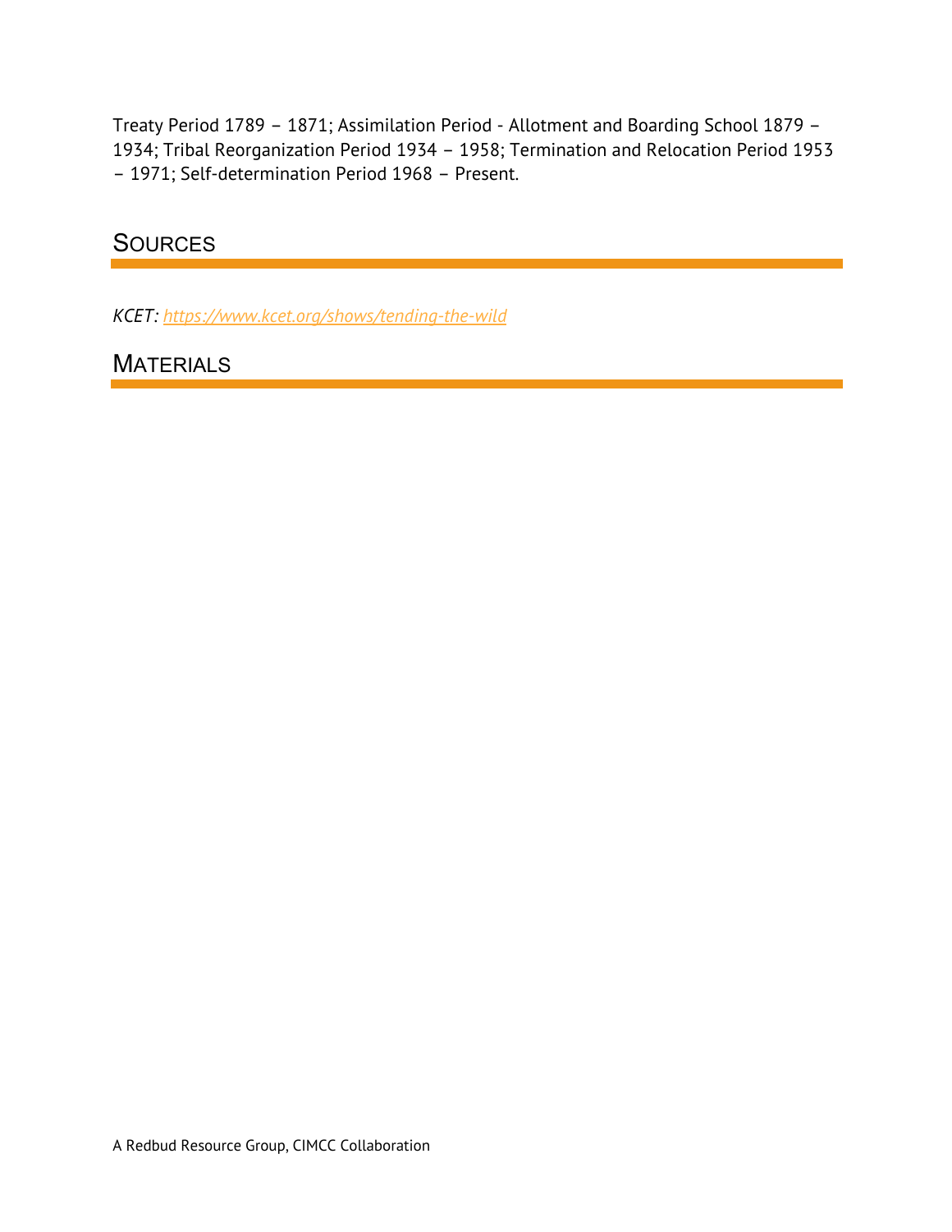Treaty Period 1789 – 1871; Assimilation Period - Allotment and Boarding School 1879 – 1934; Tribal Reorganization Period 1934 – 1958; Termination and Relocation Period 1953 – 1971; Self-determination Period 1968 – Present.

## Sources

*KCET: [https://www.kcet.org/shows/tending-the-wild](https://www.kcet.org/shows/tending-the-wild)*

## Materials

A Redbud Resource Group, CIMCC Collaboration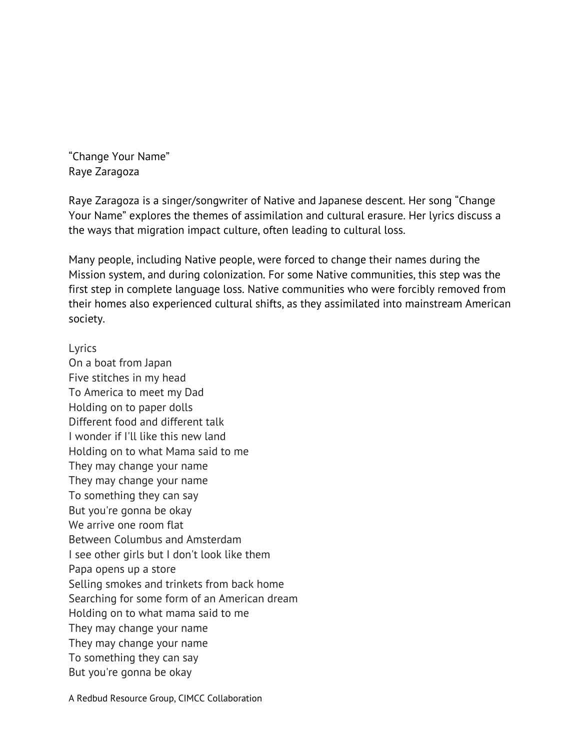"Change Your Name"
Raye Zaragoza

Raye Zaragoza is a singer/songwriter of Native and Japanese descent. Her song "Change Your Name" explores the themes of assimilation and cultural erasure. Her lyrics discuss a the ways that migration impact culture, often leading to cultural loss.

Many people, including Native people, were forced to change their names during the Mission system, and during colonization. For some Native communities, this step was the first step in complete language loss. Native communities who were forcibly removed from their homes also experienced cultural shifts, as they assimilated into mainstream American society.

Lyrics
On a boat from Japan
Five stitches in my head
To America to meet my Dad
Holding on to paper dolls
Different food and different talk
I wonder if I'll like this new land
Holding on to what Mama said to me
They may change your name
They may change your name
To something they can say
But you're gonna be okay
We arrive one room flat
Between Columbus and Amsterdam
I see other girls but I don't look like them
Papa opens up a store
Selling smokes and trinkets from back home
Searching for some form of an American dream
Holding on to what mama said to me
They may change your name
They may change your name
To something they can say
But you're gonna be okay

A Redbud Resource Group, CIMCC Collaboration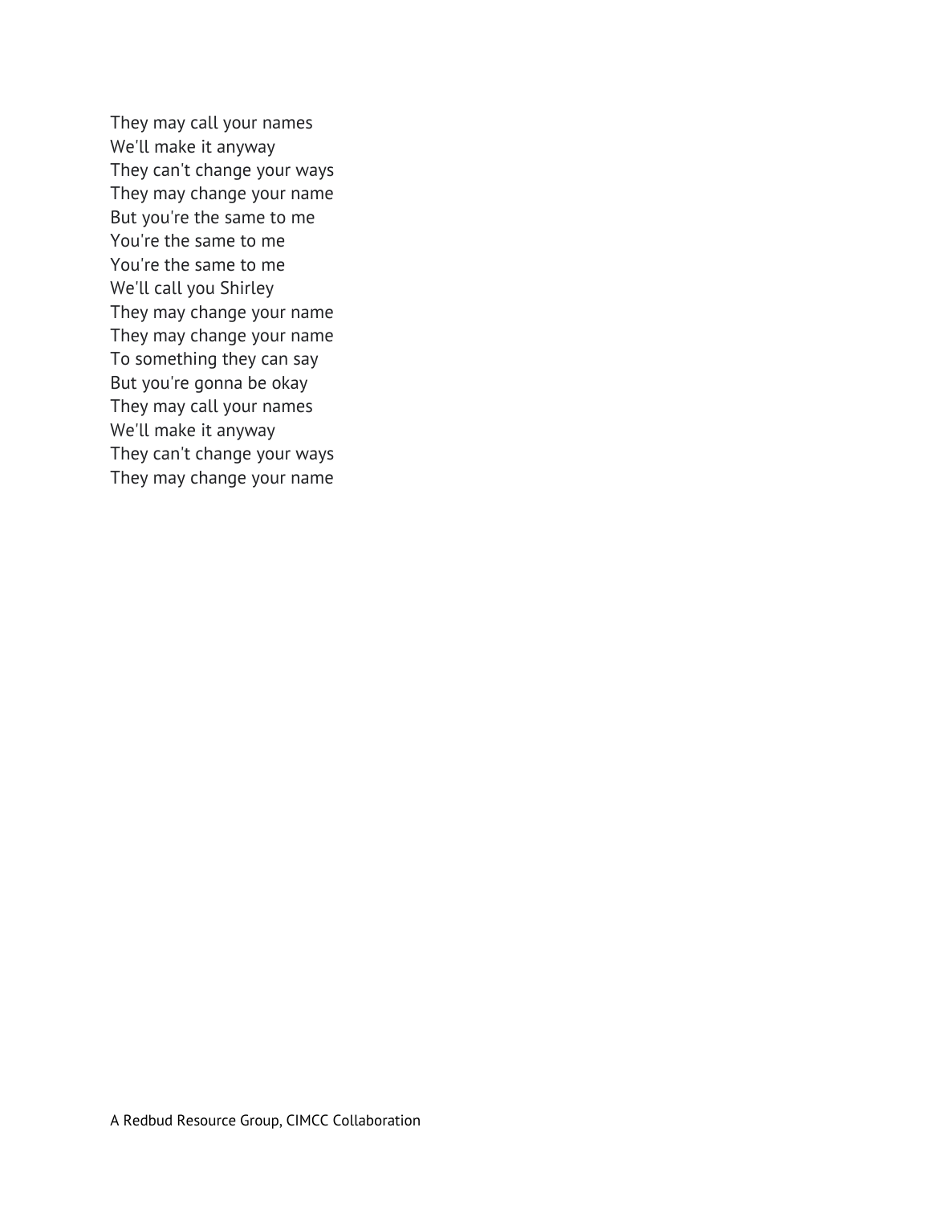They may call your names
We'll make it anyway
They can't change your ways
They may change your name
But you're the same to me
You're the same to me
You're the same to me
We'll call you Shirley
They may change your name
They may change your name
To something they can say
But you're gonna be okay
They may call your names
We'll make it anyway
They can't change your ways
They may change your name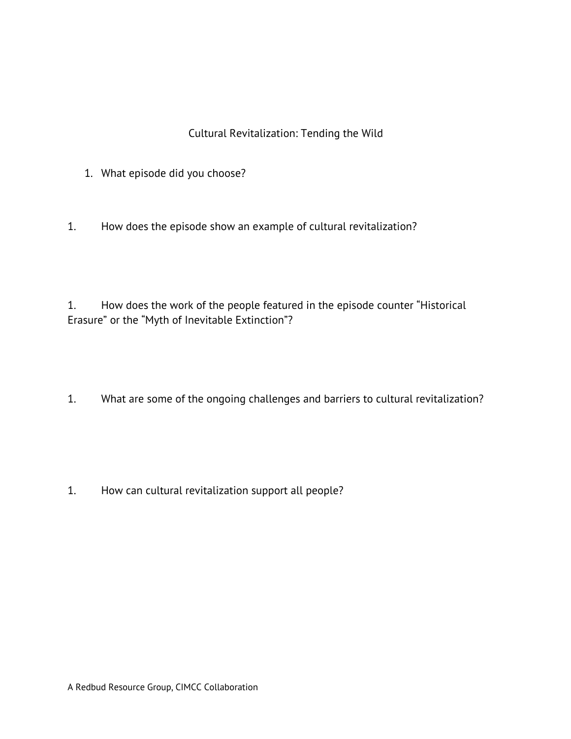# Cultural Revitalization: Tending the Wild

1. What episode did you choose?

1. How does the episode show an example of cultural revitalization?

1. How does the work of the people featured in the episode counter "Historical Erasure" or the "Myth of Inevitable Extinction"?

1. What are some of the ongoing challenges and barriers to cultural revitalization?

1. How can cultural revitalization support all people?